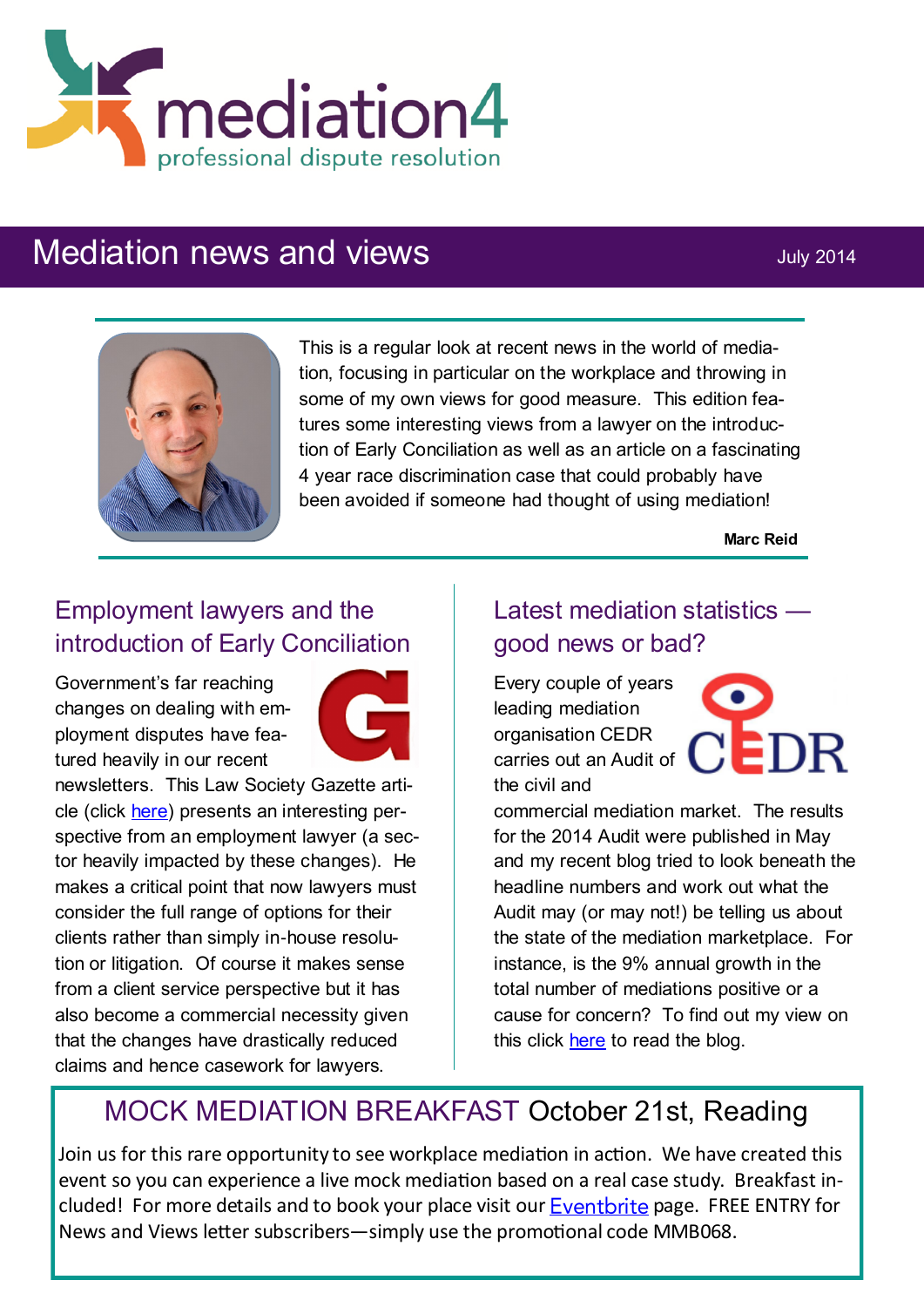# mediation4

professional dispute resolution

## Mediation news and views

July 2014

This is a regular look at recent news in the world of mediation, focusing in particular on the workplace and throwing in some of my own views for good measure. This edition features some interesting views from a lawyer on the introduction of Early Conciliation as well as an article on a fascinating 4 year race discrimination case that could probably have been avoided if someone had thought of using mediation!

**Marc Reid**

### Employment lawyers and the introduction of Early Conciliation

Government's far reaching changes on dealing with employment disputes have featured heavily in our recent newsletters. This Law Society Gazette article (click here) presents an interesting perspective from an employment lawyer (a sector heavily impacted by these changes). He makes a critical point that now lawyers must consider the full range of options for their clients rather than simply in-house resolution or litigation. Of course it makes sense from a client service perspective but it has also become a commercial necessity given that the changes have drastically reduced claims and hence casework for lawyers.

### Latest mediation statistics — good news or bad?

Every couple of years leading mediation organisation CEDR carries out an Audit of the civil and commercial mediation market. The results for the 2014 Audit were published in May and my recent blog tried to look beneath the headline numbers and work out what the Audit may (or may not!) be telling us about the state of the mediation marketplace. For instance, is the 9% annual growth in the total number of mediations positive or a cause for concern? To find out my view on this click here to read the blog.

### MOCK MEDIATION BREAKFAST October 21st, Reading

Join us for this rare opportunity to see workplace mediation in action. We have created this event so you can experience a live mock mediation based on a real case study. Breakfast included! For more details and to book your place visit our Eventbrite page. FREE ENTRY for News and Views letter subscribers—simply use the promotional code MMB068.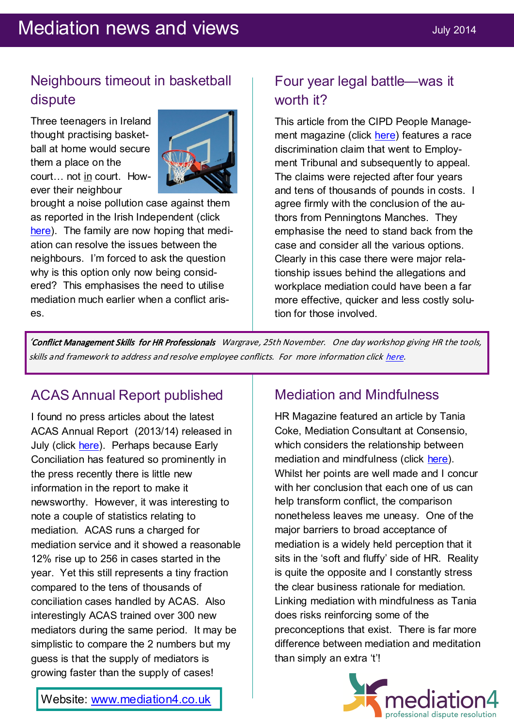# Mediation news and views

July 2014

## Neighbours timeout in basketball dispute

Three teenagers in Ireland thought practising basketball at home would secure them a place on the court… not in court. However their neighbour brought a noise pollution case against them as reported in the Irish Independent (click here). The family are now hoping that mediation can resolve the issues between the neighbours. I'm forced to ask the question why is this option only now being considered? This emphasises the need to utilise mediation much earlier when a conflict arises.

## Four year legal battle—was it worth it?

This article from the CIPD People Management magazine (click here) features a race discrimination claim that went to Employment Tribunal and subsequently to appeal. The claims were rejected after four years and tens of thousands of pounds in costs. I agree firmly with the conclusion of the authors from Penningtons Manches. They emphasise the need to stand back from the case and consider all the various options. Clearly in this case there were major relationship issues behind the allegations and workplace mediation could have been a far more effective, quicker and less costly solution for those involved.

*'**Conflict Management Skills for HR Professionals** Wargrave, 25th November. One day workshop giving HR the tools, skills and framework to address and resolve employee conflicts. For more information click here.*

## ACAS Annual Report published

I found no press articles about the latest ACAS Annual Report (2013/14) released in July (click here). Perhaps because Early Conciliation has featured so prominently in the press recently there is little new information in the report to make it newsworthy. However, it was interesting to note a couple of statistics relating to mediation. ACAS runs a charged for mediation service and it showed a reasonable 12% rise up to 256 in cases started in the year. Yet this still represents a tiny fraction compared to the tens of thousands of conciliation cases handled by ACAS. Also interestingly ACAS trained over 300 new mediators during the same period. It may be simplistic to compare the 2 numbers but my guess is that the supply of mediators is growing faster than the supply of cases!

## Mediation and Mindfulness

HR Magazine featured an article by Tania Coke, Mediation Consultant at Consensio, which considers the relationship between mediation and mindfulness (click here). Whilst her points are well made and I concur with her conclusion that each one of us can help transform conflict, the comparison nonetheless leaves me uneasy. One of the major barriers to broad acceptance of mediation is a widely held perception that it sits in the 'soft and fluffy' side of HR. Reality is quite the opposite and I constantly stress the clear business rationale for mediation. Linking mediation with mindfulness as Tania does risks reinforcing some of the preconceptions that exist. There is far more difference between mediation and meditation than simply an extra 't'!

Website: www.mediation4.co.uk

mediation4
professional dispute resolution